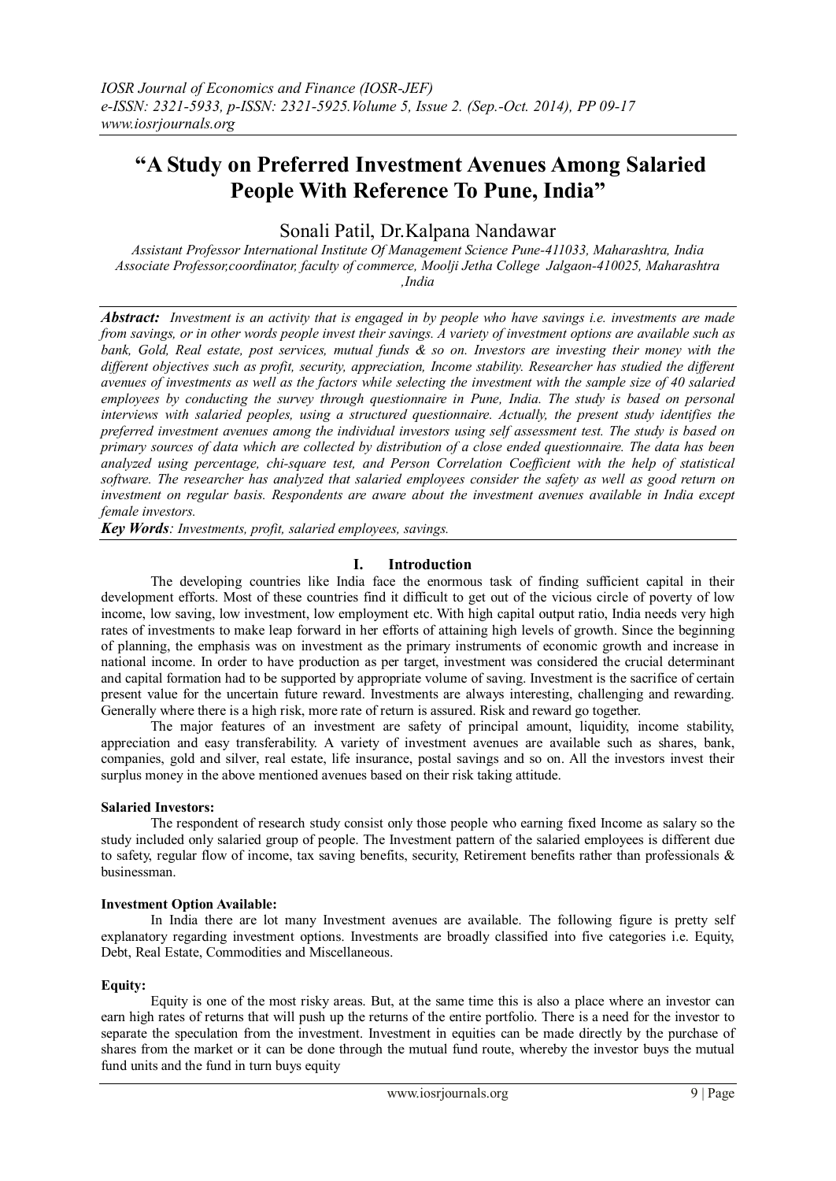# "A Study on Preferred Investment Avenues Among Salaried People With Reference To Pune, India"

Sonali Patil, Dr.Kalpana Nandawar

*Assistant Professor International Institute Of Management Science Pune-411033, Maharashtra, India*
*Associate Professor,coordinator, faculty of commerce, Moolji Jetha College Jalgaon-410025, Maharashtra ,India*

***Abstract:*** *Investment is an activity that is engaged in by people who have savings i.e. investments are made from savings, or in other words people invest their savings. A variety of investment options are available such as bank, Gold, Real estate, post services, mutual funds & so on. Investors are investing their money with the different objectives such as profit, security, appreciation, Income stability. Researcher has studied the different avenues of investments as well as the factors while selecting the investment with the sample size of 40 salaried employees by conducting the survey through questionnaire in Pune, India. The study is based on personal interviews with salaried peoples, using a structured questionnaire. Actually, the present study identifies the preferred investment avenues among the individual investors using self assessment test. The study is based on primary sources of data which are collected by distribution of a close ended questionnaire. The data has been analyzed using percentage, chi-square test, and Person Correlation Coefficient with the help of statistical software. The researcher has analyzed that salaried employees consider the safety as well as good return on investment on regular basis. Respondents are aware about the investment avenues available in India except female investors.*

***Key Words****: Investments, profit, salaried employees, savings.*

## I. Introduction

The developing countries like India face the enormous task of finding sufficient capital in their development efforts. Most of these countries find it difficult to get out of the vicious circle of poverty of low income, low saving, low investment, low employment etc. With high capital output ratio, India needs very high rates of investments to make leap forward in her efforts of attaining high levels of growth. Since the beginning of planning, the emphasis was on investment as the primary instruments of economic growth and increase in national income. In order to have production as per target, investment was considered the crucial determinant and capital formation had to be supported by appropriate volume of saving. Investment is the sacrifice of certain present value for the uncertain future reward. Investments are always interesting, challenging and rewarding. Generally where there is a high risk, more rate of return is assured. Risk and reward go together.

The major features of an investment are safety of principal amount, liquidity, income stability, appreciation and easy transferability. A variety of investment avenues are available such as shares, bank, companies, gold and silver, real estate, life insurance, postal savings and so on. All the investors invest their surplus money in the above mentioned avenues based on their risk taking attitude.

**Salaried Investors:**

The respondent of research study consist only those people who earning fixed Income as salary so the study included only salaried group of people. The Investment pattern of the salaried employees is different due to safety, regular flow of income, tax saving benefits, security, Retirement benefits rather than professionals & businessman.

**Investment Option Available:**

In India there are lot many Investment avenues are available. The following figure is pretty self explanatory regarding investment options. Investments are broadly classified into five categories i.e. Equity, Debt, Real Estate, Commodities and Miscellaneous.

**Equity:**

Equity is one of the most risky areas. But, at the same time this is also a place where an investor can earn high rates of returns that will push up the returns of the entire portfolio. There is a need for the investor to separate the speculation from the investment. Investment in equities can be made directly by the purchase of shares from the market or it can be done through the mutual fund route, whereby the investor buys the mutual fund units and the fund in turn buys equity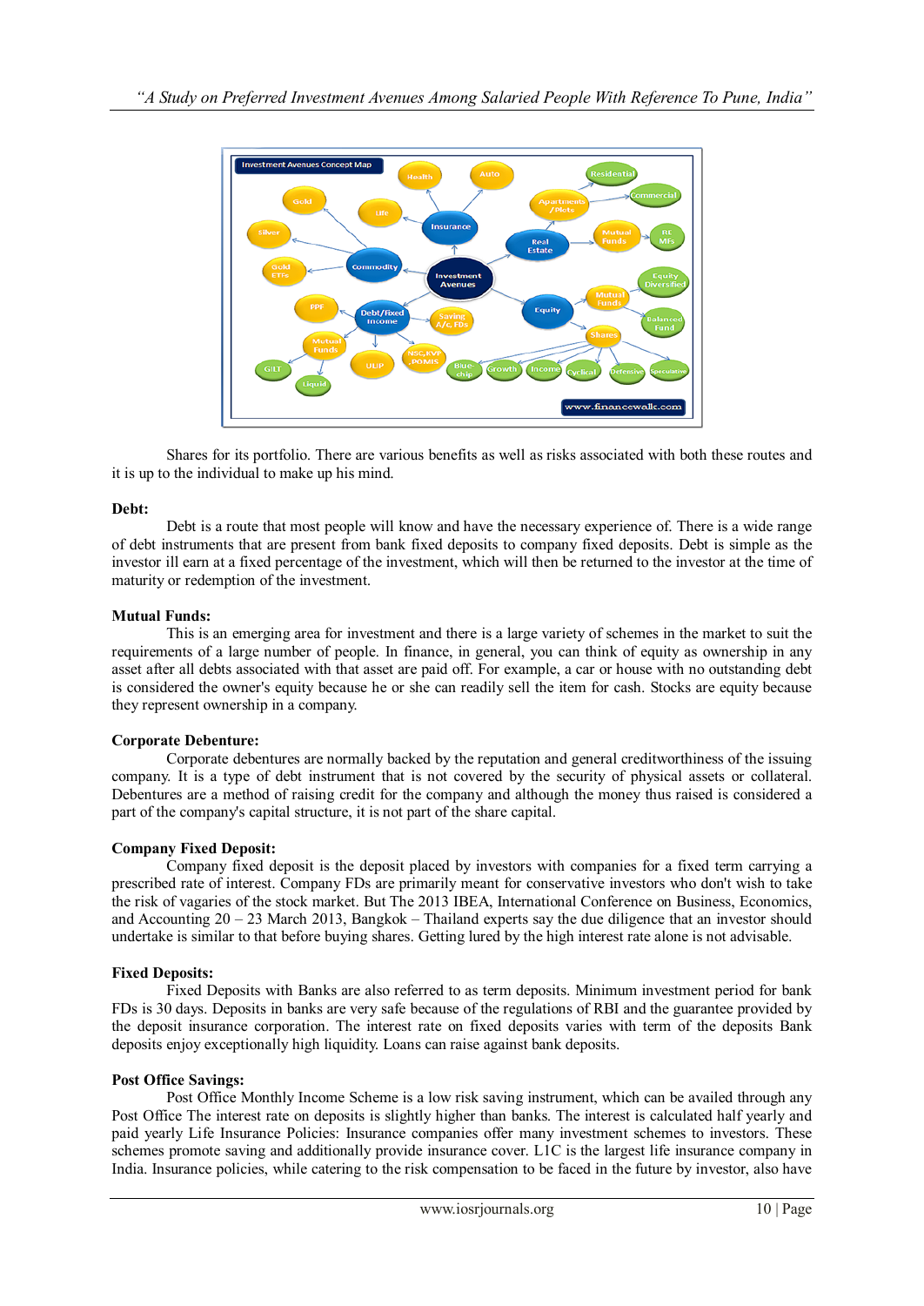Shares for its portfolio. There are various benefits as well as risks associated with both these routes and it is up to the individual to make up his mind.

**Debt:**

Debt is a route that most people will know and have the necessary experience of. There is a wide range of debt instruments that are present from bank fixed deposits to company fixed deposits. Debt is simple as the investor ill earn at a fixed percentage of the investment, which will then be returned to the investor at the time of maturity or redemption of the investment.

**Mutual Funds:**

This is an emerging area for investment and there is a large variety of schemes in the market to suit the requirements of a large number of people. In finance, in general, you can think of equity as ownership in any asset after all debts associated with that asset are paid off. For example, a car or house with no outstanding debt is considered the owner's equity because he or she can readily sell the item for cash. Stocks are equity because they represent ownership in a company.

**Corporate Debenture:**

Corporate debentures are normally backed by the reputation and general creditworthiness of the issuing company. It is a type of debt instrument that is not covered by the security of physical assets or collateral. Debentures are a method of raising credit for the company and although the money thus raised is considered a part of the company's capital structure, it is not part of the share capital.

**Company Fixed Deposit:**

Company fixed deposit is the deposit placed by investors with companies for a fixed term carrying a prescribed rate of interest. Company FDs are primarily meant for conservative investors who don't wish to take the risk of vagaries of the stock market. But The 2013 IBEA, International Conference on Business, Economics, and Accounting 20 – 23 March 2013, Bangkok – Thailand experts say the due diligence that an investor should undertake is similar to that before buying shares. Getting lured by the high interest rate alone is not advisable.

**Fixed Deposits:**

Fixed Deposits with Banks are also referred to as term deposits. Minimum investment period for bank FDs is 30 days. Deposits in banks are very safe because of the regulations of RBI and the guarantee provided by the deposit insurance corporation. The interest rate on fixed deposits varies with term of the deposits Bank deposits enjoy exceptionally high liquidity. Loans can raise against bank deposits.

**Post Office Savings:**

Post Office Monthly Income Scheme is a low risk saving instrument, which can be availed through any Post Office The interest rate on deposits is slightly higher than banks. The interest is calculated half yearly and paid yearly Life Insurance Policies: Insurance companies offer many investment schemes to investors. These schemes promote saving and additionally provide insurance cover. L1C is the largest life insurance company in India. Insurance policies, while catering to the risk compensation to be faced in the future by investor, also have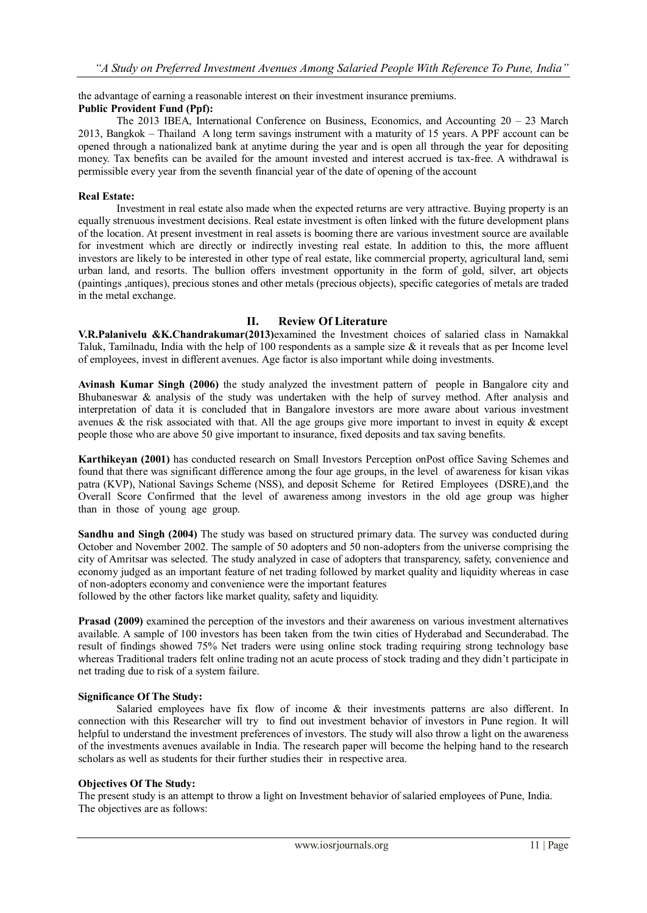the advantage of earning a reasonable interest on their investment insurance premiums.

**Public Provident Fund (Ppf):**

The 2013 IBEA, International Conference on Business, Economics, and Accounting 20 – 23 March 2013, Bangkok – Thailand A long term savings instrument with a maturity of 15 years. A PPF account can be opened through a nationalized bank at anytime during the year and is open all through the year for depositing money. Tax benefits can be availed for the amount invested and interest accrued is tax-free. A withdrawal is permissible every year from the seventh financial year of the date of opening of the account

**Real Estate:**

Investment in real estate also made when the expected returns are very attractive. Buying property is an equally strenuous investment decisions. Real estate investment is often linked with the future development plans of the location. At present investment in real assets is booming there are various investment source are available for investment which are directly or indirectly investing real estate. In addition to this, the more affluent investors are likely to be interested in other type of real estate, like commercial property, agricultural land, semi urban land, and resorts. The bullion offers investment opportunity in the form of gold, silver, art objects (paintings ,antiques), precious stones and other metals (precious objects), specific categories of metals are traded in the metal exchange.

## II. Review Of Literature

**V.R.Palanivelu &K.Chandrakumar(2013)**examined the Investment choices of salaried class in Namakkal Taluk, Tamilnadu, India with the help of 100 respondents as a sample size & it reveals that as per Income level of employees, invest in different avenues. Age factor is also important while doing investments.

**Avinash Kumar Singh (2006)** the study analyzed the investment pattern of people in Bangalore city and Bhubaneswar & analysis of the study was undertaken with the help of survey method. After analysis and interpretation of data it is concluded that in Bangalore investors are more aware about various investment avenues & the risk associated with that. All the age groups give more important to invest in equity & except people those who are above 50 give important to insurance, fixed deposits and tax saving benefits.

**Karthikeyan (2001)** has conducted research on Small Investors Perception onPost office Saving Schemes and found that there was significant difference among the four age groups, in the level of awareness for kisan vikas patra (KVP), National Savings Scheme (NSS), and deposit Scheme for Retired Employees (DSRE),and the Overall Score Confirmed that the level of awareness among investors in the old age group was higher than in those of young age group.

**Sandhu and Singh (2004)** The study was based on structured primary data. The survey was conducted during October and November 2002. The sample of 50 adopters and 50 non-adopters from the universe comprising the city of Amritsar was selected. The study analyzed in case of adopters that transparency, safety, convenience and economy judged as an important feature of net trading followed by market quality and liquidity whereas in case of non-adopters economy and convenience were the important features
followed by the other factors like market quality, safety and liquidity.

**Prasad (2009)** examined the perception of the investors and their awareness on various investment alternatives available. A sample of 100 investors has been taken from the twin cities of Hyderabad and Secunderabad. The result of findings showed 75% Net traders were using online stock trading requiring strong technology base whereas Traditional traders felt online trading not an acute process of stock trading and they didn't participate in net trading due to risk of a system failure.

**Significance Of The Study:**

Salaried employees have fix flow of income & their investments patterns are also different. In connection with this Researcher will try to find out investment behavior of investors in Pune region. It will helpful to understand the investment preferences of investors. The study will also throw a light on the awareness of the investments avenues available in India. The research paper will become the helping hand to the research scholars as well as students for their further studies their in respective area.

**Objectives Of The Study:**

The present study is an attempt to throw a light on Investment behavior of salaried employees of Pune, India.
The objectives are as follows: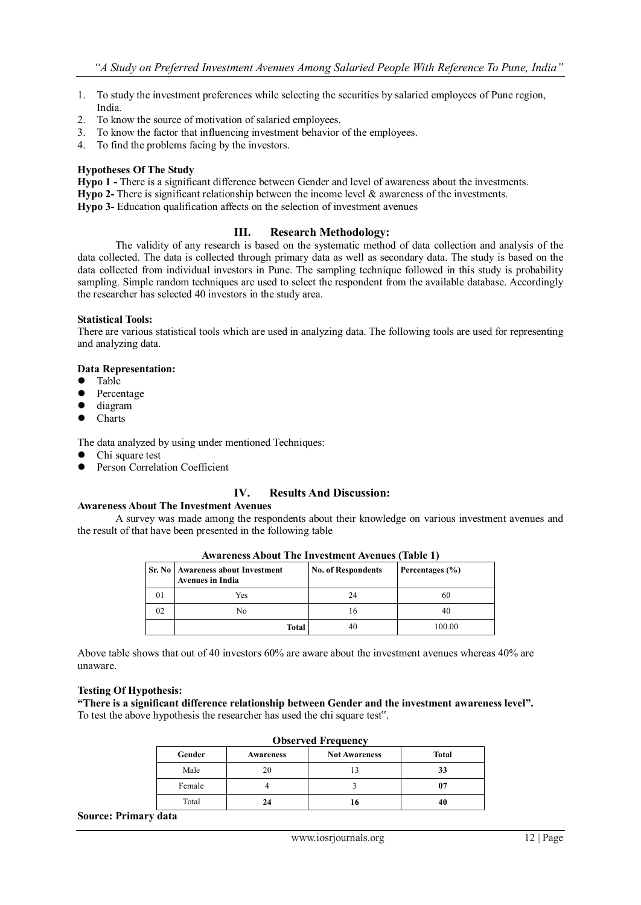1. To study the investment preferences while selecting the securities by salaried employees of Pune region, India.
2. To know the source of motivation of salaried employees.
3. To know the factor that influencing investment behavior of the employees.
4. To find the problems facing by the investors.

**Hypotheses Of The Study**

**Hypo 1 -** There is a significant difference between Gender and level of awareness about the investments.
**Hypo 2-** There is significant relationship between the income level & awareness of the investments.
**Hypo 3-** Education qualification affects on the selection of investment avenues

## III. Research Methodology:

The validity of any research is based on the systematic method of data collection and analysis of the data collected. The data is collected through primary data as well as secondary data. The study is based on the data collected from individual investors in Pune. The sampling technique followed in this study is probability sampling. Simple random techniques are used to select the respondent from the available database. Accordingly the researcher has selected 40 investors in the study area.

**Statistical Tools:**
There are various statistical tools which are used in analyzing data. The following tools are used for representing and analyzing data.

**Data Representation:**

- Table
- Percentage
- diagram
- Charts

The data analyzed by using under mentioned Techniques:

- Chi square test
- Person Correlation Coefficient

## IV. Results And Discussion:

**Awareness About The Investment Avenues**

A survey was made among the respondents about their knowledge on various investment avenues and the result of that have been presented in the following table

**Awareness About The Investment Avenues (Table 1)**

| Sr. No | Awareness about Investment Avenues in India | No. of Respondents | Percentages (%) |
|---|---|---|---|
| 01 | Yes | 24 | 60 |
| 02 | No | 16 | 40 |
| | **Total** | 40 | 100.00 |

Above table shows that out of 40 investors 60% are aware about the investment avenues whereas 40% are unaware.

**Testing Of Hypothesis:**

**"There is a significant difference relationship between Gender and the investment awareness level".**
To test the above hypothesis the researcher has used the chi square test".

**Observed Frequency**

| Gender | Awareness | Not Awareness | Total |
|---|---|---|---|
| Male | 20 | 13 | **33** |
| Female | 4 | 3 | **07** |
| Total | **24** | **16** | **40** |

**Source: Primary data**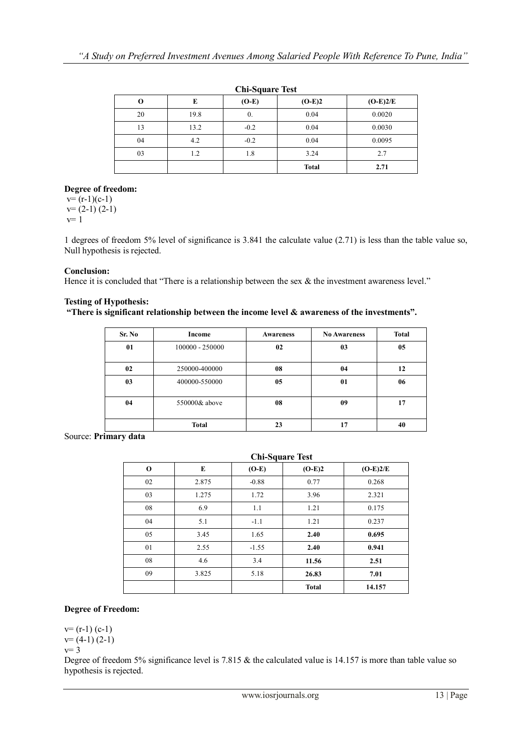**Chi-Square Test**

| O | E | (O-E) | (O-E)2 | (O-E)2/E |
|---|---|---|---|---|
| 20 | 19.8 | 0. | 0.04 | 0.0020 |
| 13 | 13.2 | -0.2 | 0.04 | 0.0030 |
| 04 | 4.2 | -0.2 | 0.04 | 0.0095 |
| 03 | 1.2 | 1.8 | 3.24 | 2.7 |
| | | | **Total** | **2.71** |

**Degree of freedom:**

v= (r-1)(c-1)
v= (2-1) (2-1)
v= 1

1 degrees of freedom 5% level of significance is 3.841 the calculate value (2.71) is less than the table value so, Null hypothesis is rejected.

**Conclusion:**

Hence it is concluded that "There is a relationship between the sex & the investment awareness level."

**Testing of Hypothesis:**

**"There is significant relationship between the income level & awareness of the investments".**

| Sr. No | Income | Awareness | No Awareness | Total |
|---|---|---|---|---|
| **01** | 100000 - 250000 | **02** | **03** | **05** |
| **02** | 250000-400000 | **08** | **04** | **12** |
| **03** | 400000-550000 | **05** | **01** | **06** |
| **04** | 550000& above | **08** | **09** | **17** |
| | **Total** | **23** | **17** | **40** |

Source: **Primary data**

**Chi-Square Test**

| O | E | (O-E) | (O-E)2 | (O-E)2/E |
|---|---|---|---|---|
| 02 | 2.875 | -0.88 | 0.77 | 0.268 |
| 03 | 1.275 | 1.72 | 3.96 | 2.321 |
| 08 | 6.9 | 1.1 | 1.21 | 0.175 |
| 04 | 5.1 | -1.1 | 1.21 | 0.237 |
| 05 | 3.45 | 1.65 | **2.40** | **0.695** |
| 01 | 2.55 | -1.55 | **2.40** | **0.941** |
| 08 | 4.6 | 3.4 | **11.56** | **2.51** |
| 09 | 3.825 | 5.18 | **26.83** | **7.01** |
| | | | **Total** | **14.157** |

**Degree of Freedom:**

v= (r-1) (c-1)
v= (4-1) (2-1)
v= 3

Degree of freedom 5% significance level is 7.815 & the calculated value is 14.157 is more than table value so hypothesis is rejected.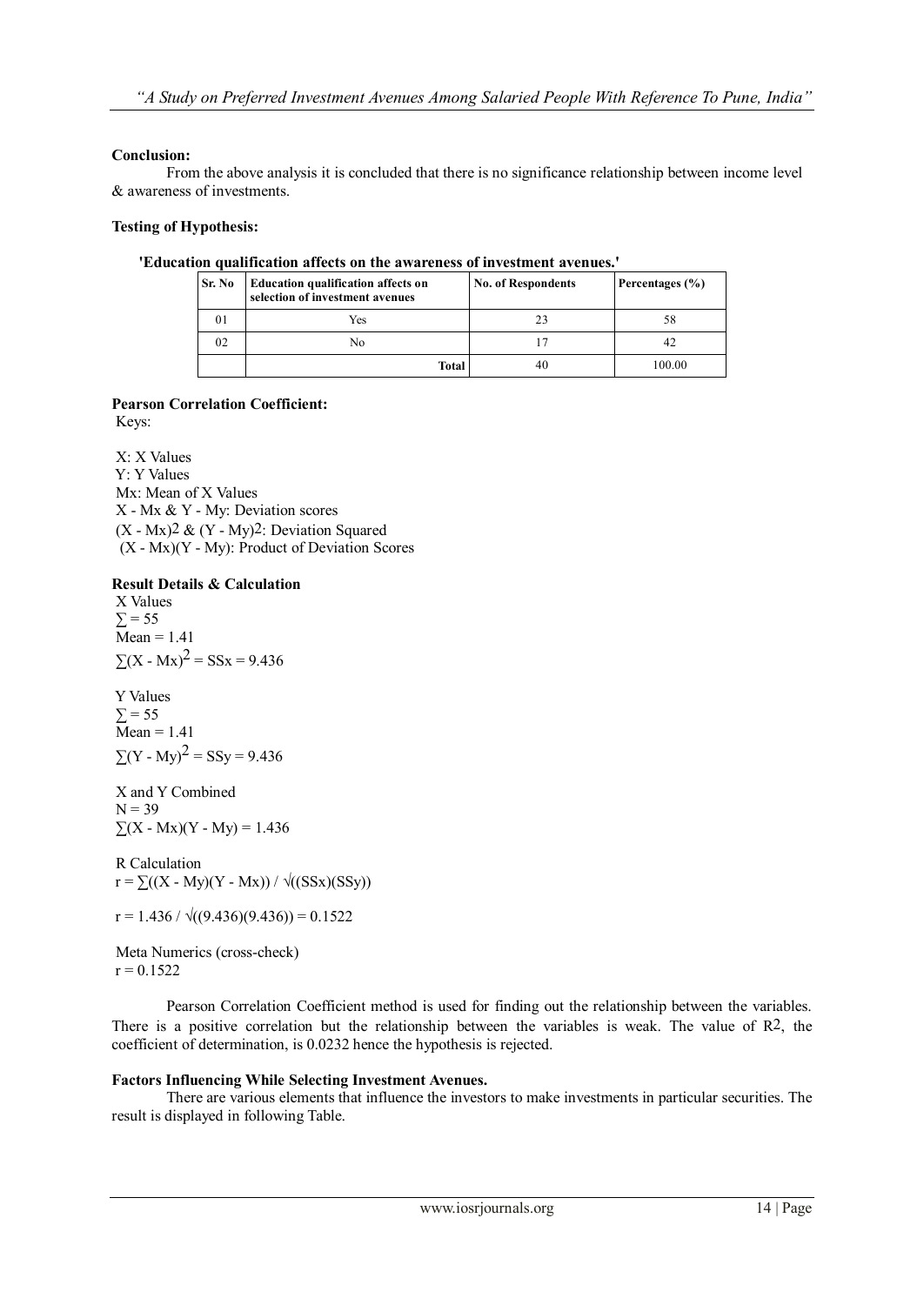**Conclusion:**

From the above analysis it is concluded that there is no significance relationship between income level & awareness of investments.

**Testing of Hypothesis:**

**'Education qualification affects on the awareness of investment avenues.'**

| Sr. No | Education qualification affects on selection of investment avenues | No. of Respondents | Percentages (%) |
|---|---|---|---|
| 01 | Yes | 23 | 58 |
| 02 | No | 17 | 42 |
| | **Total** | 40 | 100.00 |

**Pearson Correlation Coefficient:**

Keys:

X: X Values
Y: Y Values
Mx: Mean of X Values
X - Mx & Y - My: Deviation scores
$(X - Mx)^2$ & $(Y - My)^2$: Deviation Squared
(X - Mx)(Y - My): Product of Deviation Scores

**Result Details & Calculation**

X Values
$\sum = 55$
Mean = 1.41
$\sum(X - Mx)^2 = SSx = 9.436$

Y Values
$\sum = 55$
Mean = 1.41
$\sum(Y - My)^2 = SSy = 9.436$

X and Y Combined
N = 39
$\sum(X - Mx)(Y - My) = 1.436$

R Calculation
$r = \sum((X - My)(Y - Mx)) / \sqrt{((SSx)(SSy))}$

$r = 1.436 / \sqrt{((9.436)(9.436))} = 0.1522$

Meta Numerics (cross-check)
r = 0.1522

Pearson Correlation Coefficient method is used for finding out the relationship between the variables. There is a positive correlation but the relationship between the variables is weak. The value of $R^2$, the coefficient of determination, is 0.0232 hence the hypothesis is rejected.

**Factors Influencing While Selecting Investment Avenues.**

There are various elements that influence the investors to make investments in particular securities. The result is displayed in following Table.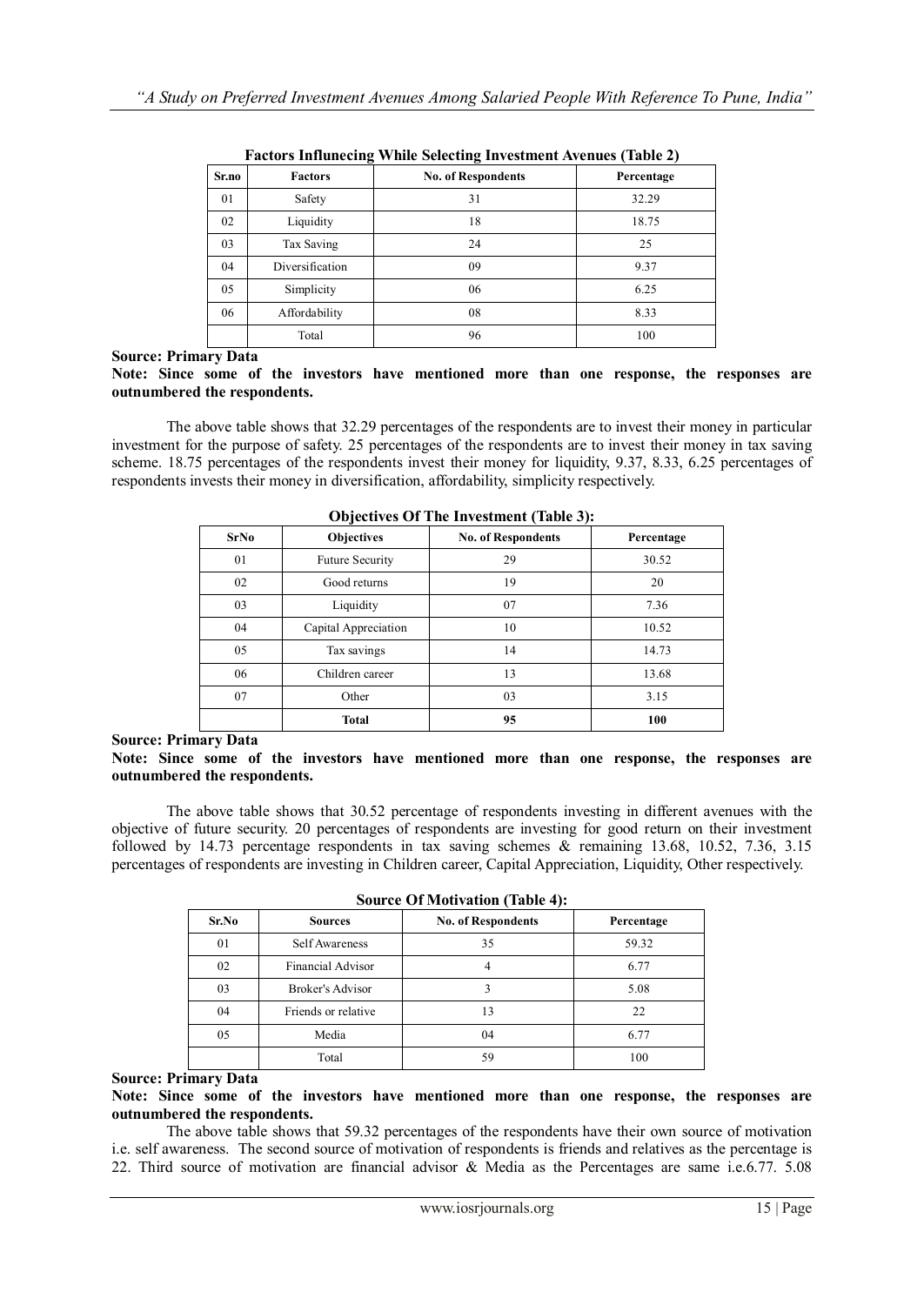**Factors Influnecing While Selecting Investment Avenues (Table 2)**

| Sr.no | Factors | No. of Respondents | Percentage |
|---|---|---|---|
| 01 | Safety | 31 | 32.29 |
| 02 | Liquidity | 18 | 18.75 |
| 03 | Tax Saving | 24 | 25 |
| 04 | Diversification | 09 | 9.37 |
| 05 | Simplicity | 06 | 6.25 |
| 06 | Affordability | 08 | 8.33 |
| | Total | 96 | 100 |

**Source: Primary Data**

**Note: Since some of the investors have mentioned more than one response, the responses are outnumbered the respondents.**

The above table shows that 32.29 percentages of the respondents are to invest their money in particular investment for the purpose of safety. 25 percentages of the respondents are to invest their money in tax saving scheme. 18.75 percentages of the respondents invest their money for liquidity, 9.37, 8.33, 6.25 percentages of respondents invests their money in diversification, affordability, simplicity respectively.

**Objectives Of The Investment (Table 3):**

| SrNo | Objectives | No. of Respondents | Percentage |
|---|---|---|---|
| 01 | Future Security | 29 | 30.52 |
| 02 | Good returns | 19 | 20 |
| 03 | Liquidity | 07 | 7.36 |
| 04 | Capital Appreciation | 10 | 10.52 |
| 05 | Tax savings | 14 | 14.73 |
| 06 | Children career | 13 | 13.68 |
| 07 | Other | 03 | 3.15 |
| | **Total** | **95** | **100** |

**Source: Primary Data**

**Note: Since some of the investors have mentioned more than one response, the responses are outnumbered the respondents.**

The above table shows that 30.52 percentage of respondents investing in different avenues with the objective of future security. 20 percentages of respondents are investing for good return on their investment followed by 14.73 percentage respondents in tax saving schemes & remaining 13.68, 10.52, 7.36, 3.15 percentages of respondents are investing in Children career, Capital Appreciation, Liquidity, Other respectively.

**Source Of Motivation (Table 4):**

| Sr.No | Sources | No. of Respondents | Percentage |
|---|---|---|---|
| 01 | Self Awareness | 35 | 59.32 |
| 02 | Financial Advisor | 4 | 6.77 |
| 03 | Broker's Advisor | 3 | 5.08 |
| 04 | Friends or relative | 13 | 22 |
| 05 | Media | 04 | 6.77 |
| | Total | 59 | 100 |

**Source: Primary Data**

**Note: Since some of the investors have mentioned more than one response, the responses are outnumbered the respondents.**

The above table shows that 59.32 percentages of the respondents have their own source of motivation i.e. self awareness. The second source of motivation of respondents is friends and relatives as the percentage is 22. Third source of motivation are financial advisor & Media as the Percentages are same i.e.6.77. 5.08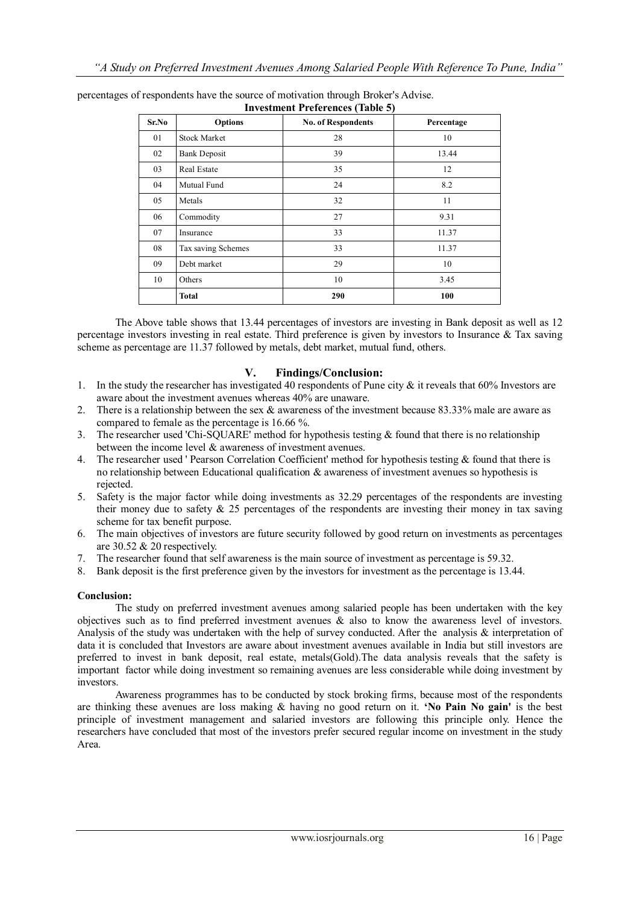percentages of respondents have the source of motivation through Broker's Advise.

**Investment Preferences (Table 5)**

| Sr.No | Options | No. of Respondents | Percentage |
|---|---|---|---|
| 01 | Stock Market | 28 | 10 |
| 02 | Bank Deposit | 39 | 13.44 |
| 03 | Real Estate | 35 | 12 |
| 04 | Mutual Fund | 24 | 8.2 |
| 05 | Metals | 32 | 11 |
| 06 | Commodity | 27 | 9.31 |
| 07 | Insurance | 33 | 11.37 |
| 08 | Tax saving Schemes | 33 | 11.37 |
| 09 | Debt market | 29 | 10 |
| 10 | Others | 10 | 3.45 |
| | **Total** | **290** | **100** |

The Above table shows that 13.44 percentages of investors are investing in Bank deposit as well as 12 percentage investors investing in real estate. Third preference is given by investors to Insurance & Tax saving scheme as percentage are 11.37 followed by metals, debt market, mutual fund, others.

## V. Findings/Conclusion:

1. In the study the researcher has investigated 40 respondents of Pune city & it reveals that 60% Investors are aware about the investment avenues whereas 40% are unaware.
2. There is a relationship between the sex & awareness of the investment because 83.33% male are aware as compared to female as the percentage is 16.66 %.
3. The researcher used 'Chi-SQUARE' method for hypothesis testing & found that there is no relationship between the income level & awareness of investment avenues.
4. The researcher used ' Pearson Correlation Coefficient' method for hypothesis testing & found that there is no relationship between Educational qualification & awareness of investment avenues so hypothesis is rejected.
5. Safety is the major factor while doing investments as 32.29 percentages of the respondents are investing their money due to safety & 25 percentages of the respondents are investing their money in tax saving scheme for tax benefit purpose.
6. The main objectives of investors are future security followed by good return on investments as percentages are 30.52 & 20 respectively.
7. The researcher found that self awareness is the main source of investment as percentage is 59.32.
8. Bank deposit is the first preference given by the investors for investment as the percentage is 13.44.

**Conclusion:**

The study on preferred investment avenues among salaried people has been undertaken with the key objectives such as to find preferred investment avenues & also to know the awareness level of investors. Analysis of the study was undertaken with the help of survey conducted. After the analysis & interpretation of data it is concluded that Investors are aware about investment avenues available in India but still investors are preferred to invest in bank deposit, real estate, metals(Gold).The data analysis reveals that the safety is important factor while doing investment so remaining avenues are less considerable while doing investment by investors.

Awareness programmes has to be conducted by stock broking firms, because most of the respondents are thinking these avenues are loss making & having no good return on it. **'No Pain No gain'** is the best principle of investment management and salaried investors are following this principle only. Hence the researchers have concluded that most of the investors prefer secured regular income on investment in the study Area.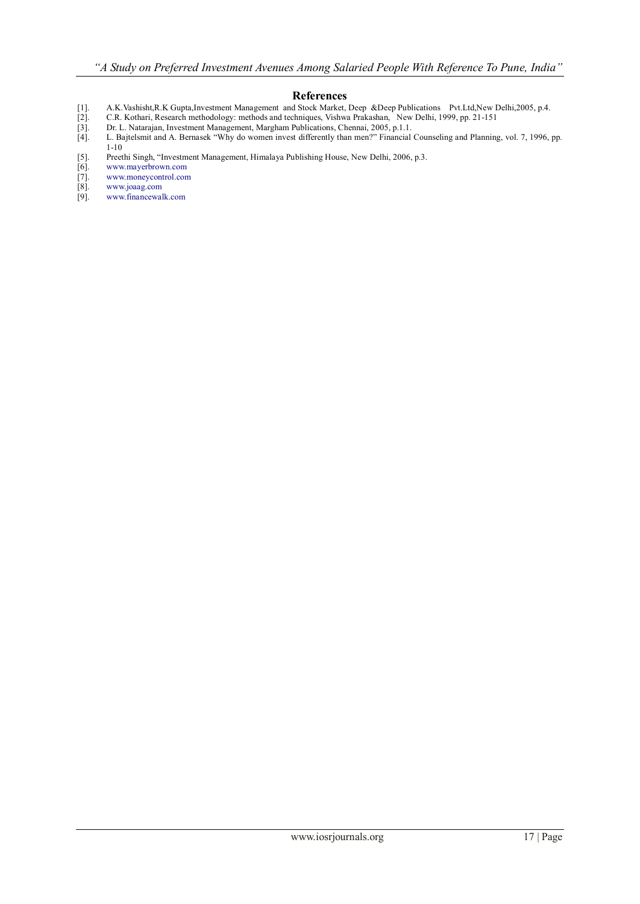## References

[1]. A.K.Vashisht,R.K Gupta,Investment Management and Stock Market, Deep &Deep Publications Pvt.Ltd,New Delhi,2005, p.4.
[2]. C.R. Kothari, Research methodology: methods and techniques, Vishwa Prakashan, New Delhi, 1999, pp. 21-151
[3]. Dr. L. Natarajan, Investment Management, Margham Publications, Chennai, 2005, p.1.1.
[4]. L. Bajtelsmit and A. Bernasek "Why do women invest differently than men?" Financial Counseling and Planning, vol. 7, 1996, pp. 1-10
[5]. Preethi Singh, "Investment Management, Himalaya Publishing House, New Delhi, 2006, p.3.
[6]. www.mayerbrown.com
[7]. www.moneycontrol.com
[8]. www.joaag.com
[9]. www.financewalk.com